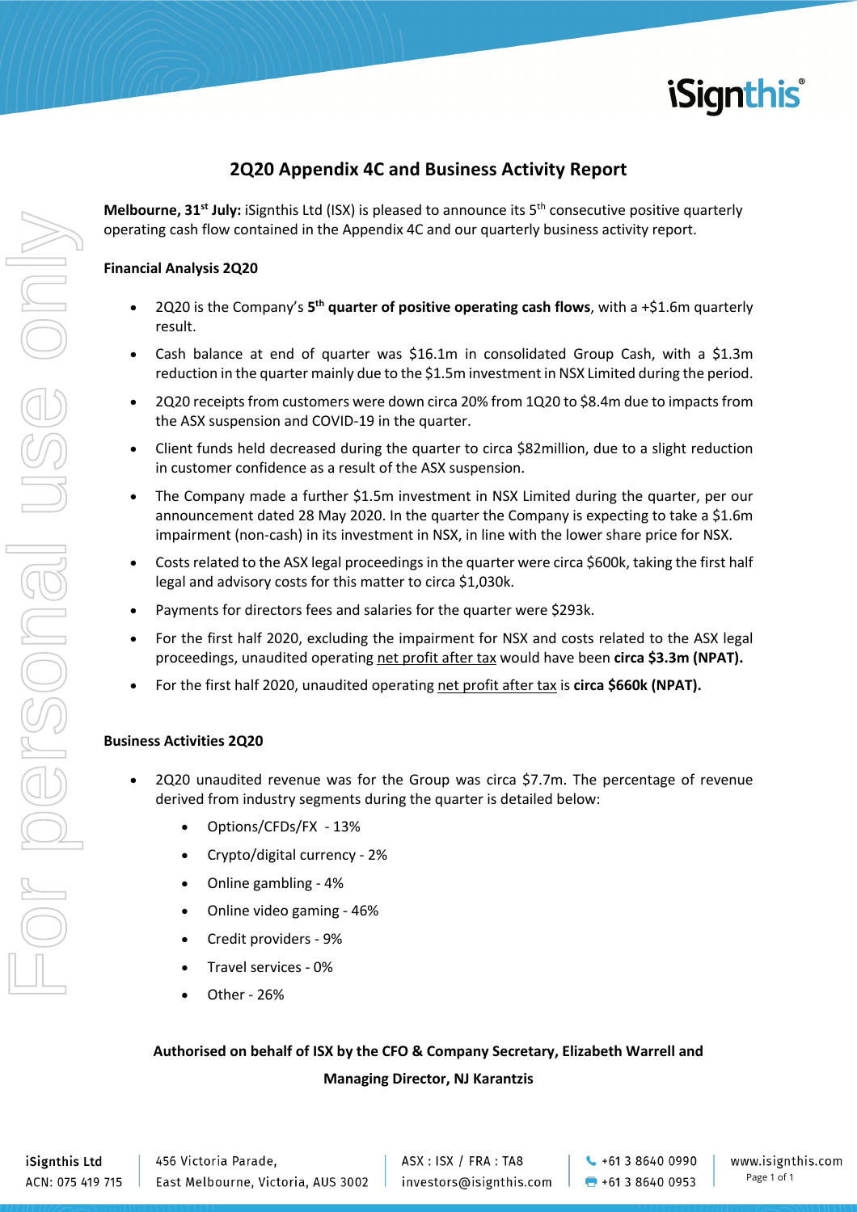## 2Q20 Appendix 4C and Business Activity Report

**Melbourne, 31st July:** iSignthis Ltd (ISX) is pleased to announce its 5th consecutive positive quarterly operating cash flow contained in the Appendix 4C and our quarterly business activity report.

**Financial Analysis 2Q20**

- 2Q20 is the Company's **5th quarter of positive operating cash flows**, with a +$1.6m quarterly result.
- Cash balance at end of quarter was $16.1m in consolidated Group Cash, with a $1.3m reduction in the quarter mainly due to the $1.5m investment in NSX Limited during the period.
- 2Q20 receipts from customers were down circa 20% from 1Q20 to $8.4m due to impacts from the ASX suspension and COVID-19 in the quarter.
- Client funds held decreased during the quarter to circa $82million, due to a slight reduction in customer confidence as a result of the ASX suspension.
- The Company made a further $1.5m investment in NSX Limited during the quarter, per our announcement dated 28 May 2020. In the quarter the Company is expecting to take a $1.6m impairment (non-cash) in its investment in NSX, in line with the lower share price for NSX.
- Costs related to the ASX legal proceedings in the quarter were circa $600k, taking the first half legal and advisory costs for this matter to circa $1,030k.
- Payments for directors fees and salaries for the quarter were $293k.
- For the first half 2020, excluding the impairment for NSX and costs related to the ASX legal proceedings, unaudited operating net profit after tax would have been **circa $3.3m (NPAT).**
- For the first half 2020, unaudited operating net profit after tax is **circa $660k (NPAT).**

**Business Activities 2Q20**

- 2Q20 unaudited revenue was for the Group was circa $7.7m. The percentage of revenue derived from industry segments during the quarter is detailed below:
  - Options/CFDs/FX - 13%
  - Crypto/digital currency - 2%
  - Online gambling - 4%
  - Online video gaming - 46%
  - Credit providers - 9%
  - Travel services - 0%
  - Other - 26%

**Authorised on behalf of ISX by the CFO & Company Secretary, Elizabeth Warrell and Managing Director, NJ Karantzis**

iSignthis Ltd
ACN: 075 419 715

456 Victoria Parade,
East Melbourne, Victoria, AUS 3002

ASX : ISX / FRA : TA8
investors@isignthis.com

+61 3 8640 0990
+61 3 8640 0953

www.isignthis.com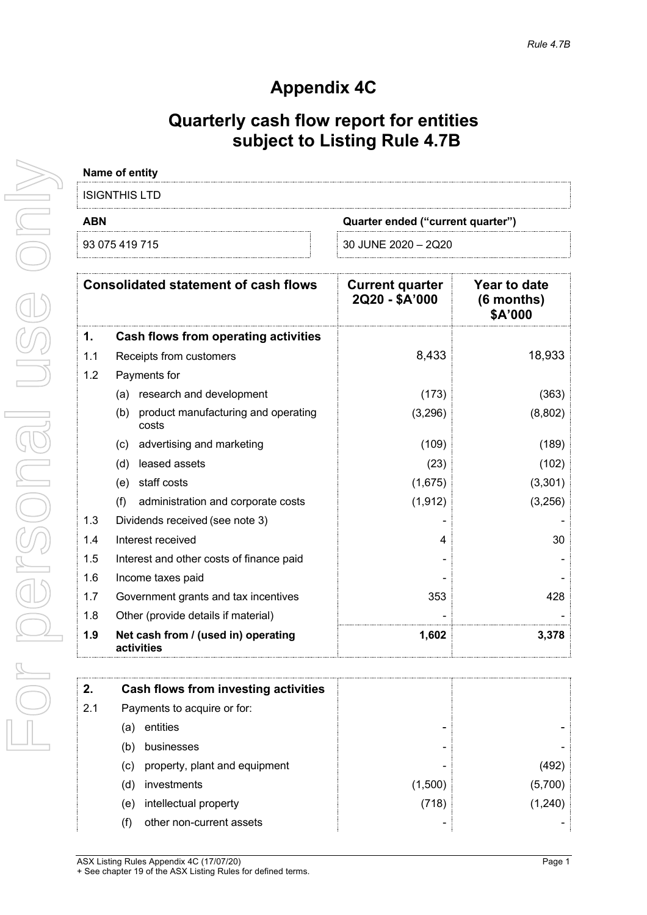# Appendix 4C

# Quarterly cash flow report for entities subject to Listing Rule 4.7B

**Name of entity**

ISIGNTHIS LTD

| **ABN** | **Quarter ended ("current quarter")** |
|---|---|
| 93 075 419 715 | 30 JUNE 2020 – 2Q20 |

| | **Consolidated statement of cash flows** | **Current quarter 2Q20 - $A'000** | **Year to date (6 months) $A'000** |
|---|---|---|---|
| **1.** | **Cash flows from operating activities** | | |
| 1.1 | Receipts from customers | 8,433 | 18,933 |
| 1.2 | Payments for | | |
| | (a) research and development | (173) | (363) |
| | (b) product manufacturing and operating costs | (3,296) | (8,802) |
| | (c) advertising and marketing | (109) | (189) |
| | (d) leased assets | (23) | (102) |
| | (e) staff costs | (1,675) | (3,301) |
| | (f) administration and corporate costs | (1,912) | (3,256) |
| 1.3 | Dividends received (see note 3) | - | - |
| 1.4 | Interest received | 4 | 30 |
| 1.5 | Interest and other costs of finance paid | - | - |
| 1.6 | Income taxes paid | - | - |
| 1.7 | Government grants and tax incentives | 353 | 428 |
| 1.8 | Other (provide details if material) | - | - |
| **1.9** | **Net cash from / (used in) operating activities** | **1,602** | **3,378** |

| | | | |
|---|---|---|---|
| **2.** | **Cash flows from investing activities** | | |
| 2.1 | Payments to acquire or for: | | |
| | (a) entities | - | - |
| | (b) businesses | - | - |
| | (c) property, plant and equipment | - | (492) |
| | (d) investments | (1,500) | (5,700) |
| | (e) intellectual property | (718) | (1,240) |
| | (f) other non-current assets | - | - |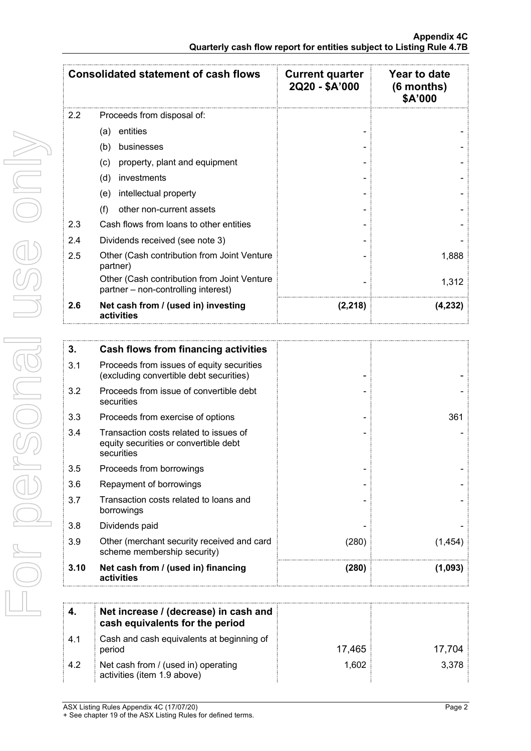| Consolidated statement of cash flows | | Current quarter 2Q20 - $A'000 | Year to date (6 months) $A'000 |
|---|---|---|---|
| 2.2 | Proceeds from disposal of: | | |
| | (a) entities | - | - |
| | (b) businesses | - | - |
| | (c) property, plant and equipment | - | - |
| | (d) investments | - | - |
| | (e) intellectual property | - | - |
| | (f) other non-current assets | - | - |
| 2.3 | Cash flows from loans to other entities | - | - |
| 2.4 | Dividends received (see note 3) | - | - |
| 2.5 | Other (Cash contribution from Joint Venture partner) | - | 1,888 |
| | Other (Cash contribution from Joint Venture partner – non-controlling interest) | - | 1,312 |
| **2.6** | **Net cash from / (used in) investing activities** | **(2,218)** | **(4,232)** |

| | | | |
|---|---|---|---|
| **3.** | **Cash flows from financing activities** | | |
| 3.1 | Proceeds from issues of equity securities (excluding convertible debt securities) | - | - |
| 3.2 | Proceeds from issue of convertible debt securities | - | - |
| 3.3 | Proceeds from exercise of options | - | 361 |
| 3.4 | Transaction costs related to issues of equity securities or convertible debt securities | - | - |
| 3.5 | Proceeds from borrowings | - | - |
| 3.6 | Repayment of borrowings | - | - |
| 3.7 | Transaction costs related to loans and borrowings | - | - |
| 3.8 | Dividends paid | - | - |
| 3.9 | Other (merchant security received and card scheme membership security) | (280) | (1,454) |
| **3.10** | **Net cash from / (used in) financing activities** | **(280)** | **(1,093)** |

| | | | |
|---|---|---|---|
| **4.** | **Net increase / (decrease) in cash and cash equivalents for the period** | | |
| 4.1 | Cash and cash equivalents at beginning of period | 17,465 | 17,704 |
| 4.2 | Net cash from / (used in) operating activities (item 1.9 above) | 1,602 | 3,378 |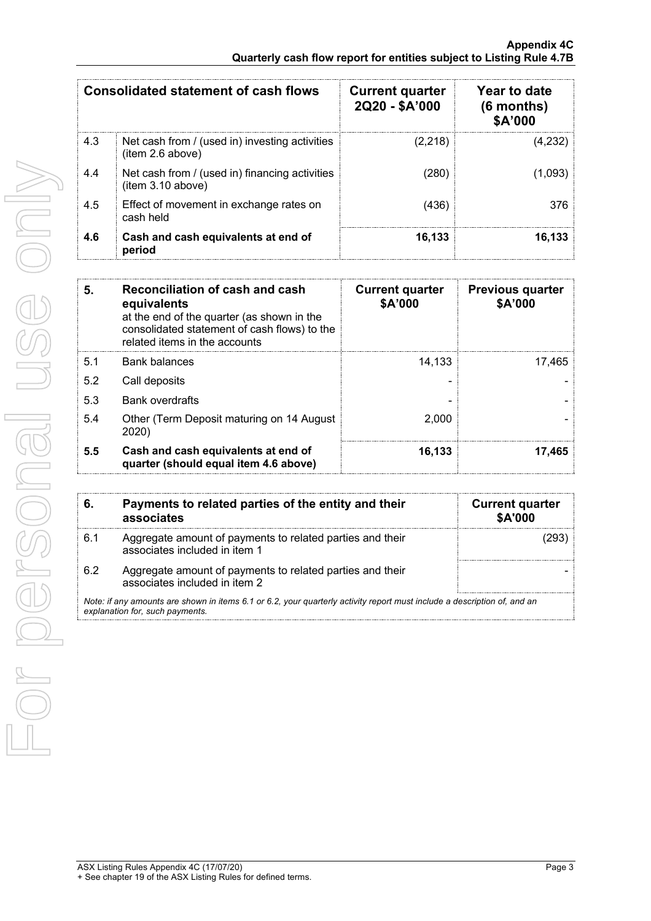| | Consolidated statement of cash flows | Current quarter 2Q20 - $A'000 | Year to date (6 months) $A'000 |
|---|---|---|---|
| 4.3 | Net cash from / (used in) investing activities (item 2.6 above) | (2,218) | (4,232) |
| 4.4 | Net cash from / (used in) financing activities (item 3.10 above) | (280) | (1,093) |
| 4.5 | Effect of movement in exchange rates on cash held | (436) | 376 |
| **4.6** | **Cash and cash equivalents at end of period** | **16,133** | **16,133** |

| **5.** | **Reconciliation of cash and cash equivalents** at the end of the quarter (as shown in the consolidated statement of cash flows) to the related items in the accounts | **Current quarter $A'000** | **Previous quarter $A'000** |
|---|---|---|---|
| 5.1 | Bank balances | 14,133 | 17,465 |
| 5.2 | Call deposits | - | - |
| 5.3 | Bank overdrafts | - | - |
| 5.4 | Other (Term Deposit maturing on 14 August 2020) | 2,000 | - |
| **5.5** | **Cash and cash equivalents at end of quarter (should equal item 4.6 above)** | **16,133** | **17,465** |

| **6.** | **Payments to related parties of the entity and their associates** | **Current quarter $A'000** |
|---|---|---|
| 6.1 | Aggregate amount of payments to related parties and their associates included in item 1 | (293) |
| 6.2 | Aggregate amount of payments to related parties and their associates included in item 2 | - |

*Note: if any amounts are shown in items 6.1 or 6.2, your quarterly activity report must include a description of, and an explanation for, such payments.*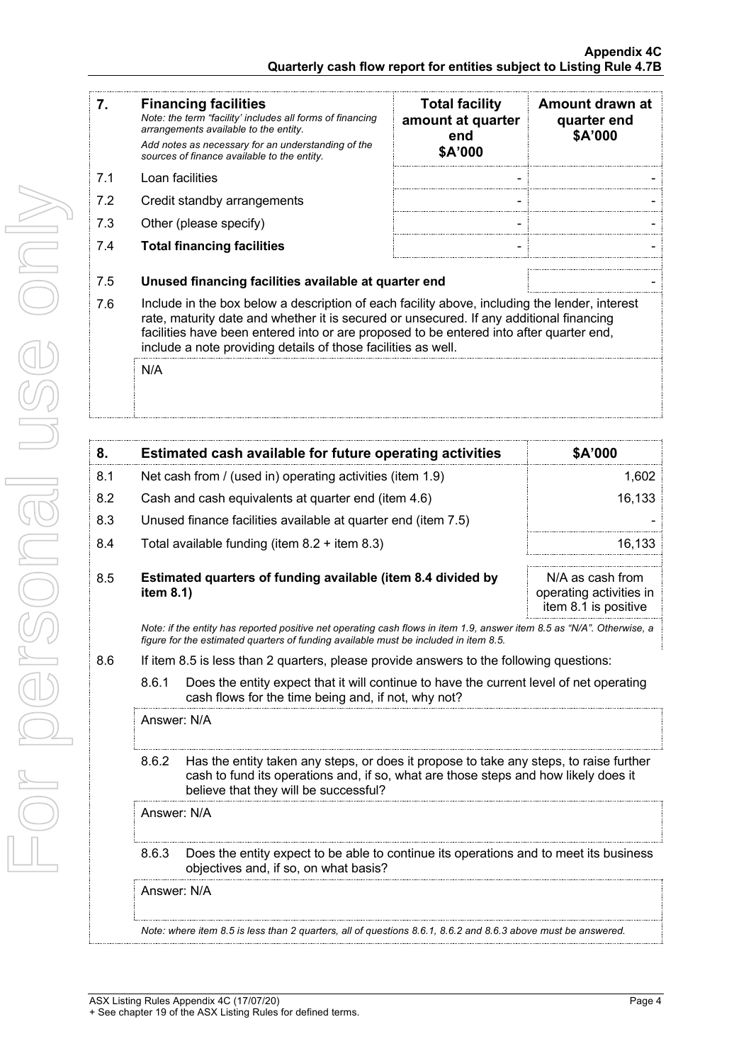| 7. | **Financing facilities**<br>*Note: the term "facility' includes all forms of financing arrangements available to the entity.*<br>*Add notes as necessary for an understanding of the sources of finance available to the entity.* | **Total facility amount at quarter end**<br>**$A'000** | **Amount drawn at quarter end**<br>**$A'000** |
|---|---|---|---|
| 7.1 | Loan facilities | - | - |
| 7.2 | Credit standby arrangements | - | - |
| 7.3 | Other (please specify) | - | - |
| 7.4 | **Total financing facilities** | - | - |

| | | |
|---|---|---|
| 7.5 | **Unused financing facilities available at quarter end** | - |

7.6 Include in the box below a description of each facility above, including the lender, interest rate, maturity date and whether it is secured or unsecured. If any additional financing facilities have been entered into or are proposed to be entered into after quarter end, include a note providing details of those facilities as well.

N/A

| 8. | **Estimated cash available for future operating activities** | **$A'000** |
|---|---|---|
| 8.1 | Net cash from / (used in) operating activities (item 1.9) | 1,602 |
| 8.2 | Cash and cash equivalents at quarter end (item 4.6) | 16,133 |
| 8.3 | Unused finance facilities available at quarter end (item 7.5) | - |
| 8.4 | Total available funding (item 8.2 + item 8.3) | 16,133 |
| 8.5 | **Estimated quarters of funding available (item 8.4 divided by item 8.1)** | N/A as cash from operating activities in item 8.1 is positive |

*Note: if the entity has reported positive net operating cash flows in item 1.9, answer item 8.5 as "N/A". Otherwise, a figure for the estimated quarters of funding available must be included in item 8.5.*

8.6 If item 8.5 is less than 2 quarters, please provide answers to the following questions:

8.6.1 Does the entity expect that it will continue to have the current level of net operating cash flows for the time being and, if not, why not?

Answer: N/A

8.6.2 Has the entity taken any steps, or does it propose to take any steps, to raise further cash to fund its operations and, if so, what are those steps and how likely does it believe that they will be successful?

Answer: N/A

8.6.3 Does the entity expect to be able to continue its operations and to meet its business objectives and, if so, on what basis?

Answer: N/A

*Note: where item 8.5 is less than 2 quarters, all of questions 8.6.1, 8.6.2 and 8.6.3 above must be answered.*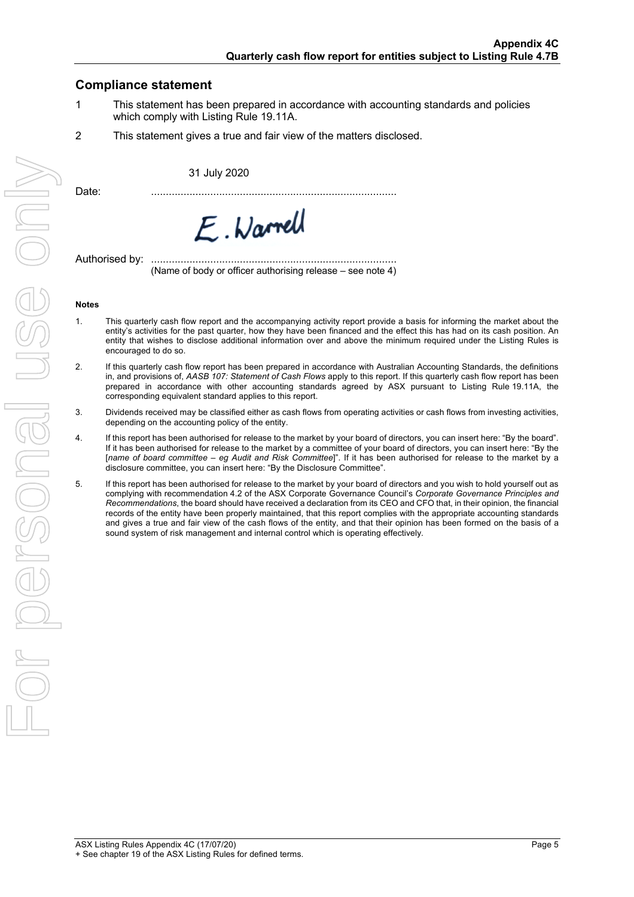## Compliance statement

1 This statement has been prepared in accordance with accounting standards and policies which comply with Listing Rule 19.11A.

2 This statement gives a true and fair view of the matters disclosed.

Date: 31 July 2020

Authorised by: E. Warnell

(Name of body or officer authorising release – see note 4)

#### Notes

1. This quarterly cash flow report and the accompanying activity report provide a basis for informing the market about the entity's activities for the past quarter, how they have been financed and the effect this has had on its cash position. An entity that wishes to disclose additional information over and above the minimum required under the Listing Rules is encouraged to do so.

2. If this quarterly cash flow report has been prepared in accordance with Australian Accounting Standards, the definitions in, and provisions of, *AASB 107: Statement of Cash Flows* apply to this report. If this quarterly cash flow report has been prepared in accordance with other accounting standards agreed by ASX pursuant to Listing Rule 19.11A, the corresponding equivalent standard applies to this report.

3. Dividends received may be classified either as cash flows from operating activities or cash flows from investing activities, depending on the accounting policy of the entity.

4. If this report has been authorised for release to the market by your board of directors, you can insert here: "By the board". If it has been authorised for release to the market by a committee of your board of directors, you can insert here: "By the [*name of board committee – eg Audit and Risk Committee*]". If it has been authorised for release to the market by a disclosure committee, you can insert here: "By the Disclosure Committee".

5. If this report has been authorised for release to the market by your board of directors and you wish to hold yourself out as complying with recommendation 4.2 of the ASX Corporate Governance Council's *Corporate Governance Principles and Recommendations*, the board should have received a declaration from its CEO and CFO that, in their opinion, the financial records of the entity have been properly maintained, that this report complies with the appropriate accounting standards and gives a true and fair view of the cash flows of the entity, and that their opinion has been formed on the basis of a sound system of risk management and internal control which is operating effectively.